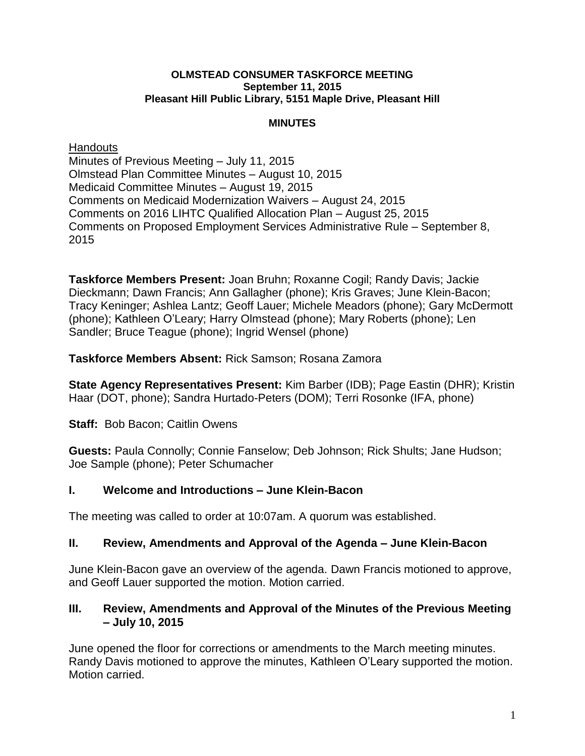**OLMSTEAD CONSUMER TASKFORCE MEETING**
**September 11, 2015**
**Pleasant Hill Public Library, 5151 Maple Drive, Pleasant Hill**

**MINUTES**

Handouts
Minutes of Previous Meeting – July 11, 2015
Olmstead Plan Committee Minutes – August 10, 2015
Medicaid Committee Minutes – August 19, 2015
Comments on Medicaid Modernization Waivers – August 24, 2015
Comments on 2016 LIHTC Qualified Allocation Plan – August 25, 2015
Comments on Proposed Employment Services Administrative Rule – September 8, 2015

**Taskforce Members Present:** Joan Bruhn; Roxanne Cogil; Randy Davis; Jackie Dieckmann; Dawn Francis; Ann Gallagher (phone); Kris Graves; June Klein-Bacon; Tracy Keninger; Ashlea Lantz; Geoff Lauer; Michele Meadors (phone); Gary McDermott (phone); Kathleen O'Leary; Harry Olmstead (phone); Mary Roberts (phone); Len Sandler; Bruce Teague (phone); Ingrid Wensel (phone)

**Taskforce Members Absent:** Rick Samson; Rosana Zamora

**State Agency Representatives Present:** Kim Barber (IDB); Page Eastin (DHR); Kristin Haar (DOT, phone); Sandra Hurtado-Peters (DOM); Terri Rosonke (IFA, phone)

**Staff:** Bob Bacon; Caitlin Owens

**Guests:** Paula Connolly; Connie Fanselow; Deb Johnson; Rick Shults; Jane Hudson; Joe Sample (phone); Peter Schumacher

## I. Welcome and Introductions – June Klein-Bacon

The meeting was called to order at 10:07am. A quorum was established.

## II. Review, Amendments and Approval of the Agenda – June Klein-Bacon

June Klein-Bacon gave an overview of the agenda. Dawn Francis motioned to approve, and Geoff Lauer supported the motion. Motion carried.

## III. Review, Amendments and Approval of the Minutes of the Previous Meeting – July 10, 2015

June opened the floor for corrections or amendments to the March meeting minutes. Randy Davis motioned to approve the minutes, Kathleen O'Leary supported the motion. Motion carried.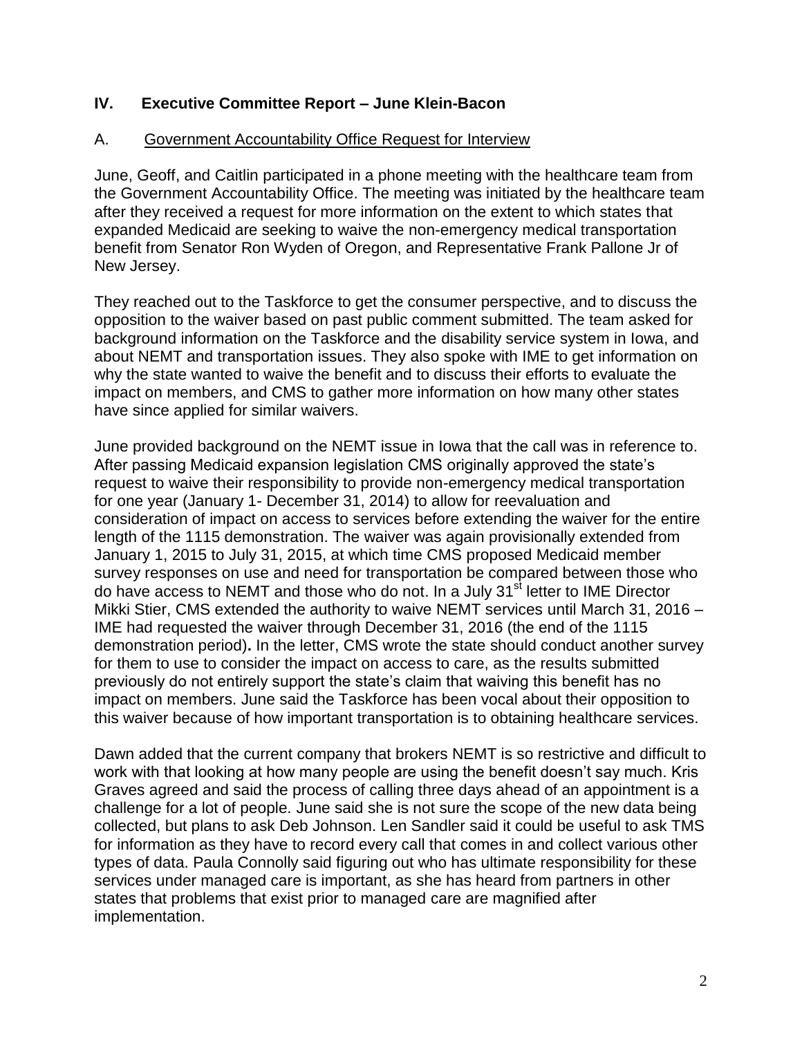## IV. Executive Committee Report – June Klein-Bacon

### A. Government Accountability Office Request for Interview

June, Geoff, and Caitlin participated in a phone meeting with the healthcare team from the Government Accountability Office. The meeting was initiated by the healthcare team after they received a request for more information on the extent to which states that expanded Medicaid are seeking to waive the non-emergency medical transportation benefit from Senator Ron Wyden of Oregon, and Representative Frank Pallone Jr of New Jersey.

They reached out to the Taskforce to get the consumer perspective, and to discuss the opposition to the waiver based on past public comment submitted. The team asked for background information on the Taskforce and the disability service system in Iowa, and about NEMT and transportation issues. They also spoke with IME to get information on why the state wanted to waive the benefit and to discuss their efforts to evaluate the impact on members, and CMS to gather more information on how many other states have since applied for similar waivers.

June provided background on the NEMT issue in Iowa that the call was in reference to. After passing Medicaid expansion legislation CMS originally approved the state's request to waive their responsibility to provide non-emergency medical transportation for one year (January 1- December 31, 2014) to allow for reevaluation and consideration of impact on access to services before extending the waiver for the entire length of the 1115 demonstration. The waiver was again provisionally extended from January 1, 2015 to July 31, 2015, at which time CMS proposed Medicaid member survey responses on use and need for transportation be compared between those who do have access to NEMT and those who do not. In a July 31st letter to IME Director Mikki Stier, CMS extended the authority to waive NEMT services until March 31, 2016 – IME had requested the waiver through December 31, 2016 (the end of the 1115 demonstration period). In the letter, CMS wrote the state should conduct another survey for them to use to consider the impact on access to care, as the results submitted previously do not entirely support the state's claim that waiving this benefit has no impact on members. June said the Taskforce has been vocal about their opposition to this waiver because of how important transportation is to obtaining healthcare services.

Dawn added that the current company that brokers NEMT is so restrictive and difficult to work with that looking at how many people are using the benefit doesn't say much. Kris Graves agreed and said the process of calling three days ahead of an appointment is a challenge for a lot of people. June said she is not sure the scope of the new data being collected, but plans to ask Deb Johnson. Len Sandler said it could be useful to ask TMS for information as they have to record every call that comes in and collect various other types of data. Paula Connolly said figuring out who has ultimate responsibility for these services under managed care is important, as she has heard from partners in other states that problems that exist prior to managed care are magnified after implementation.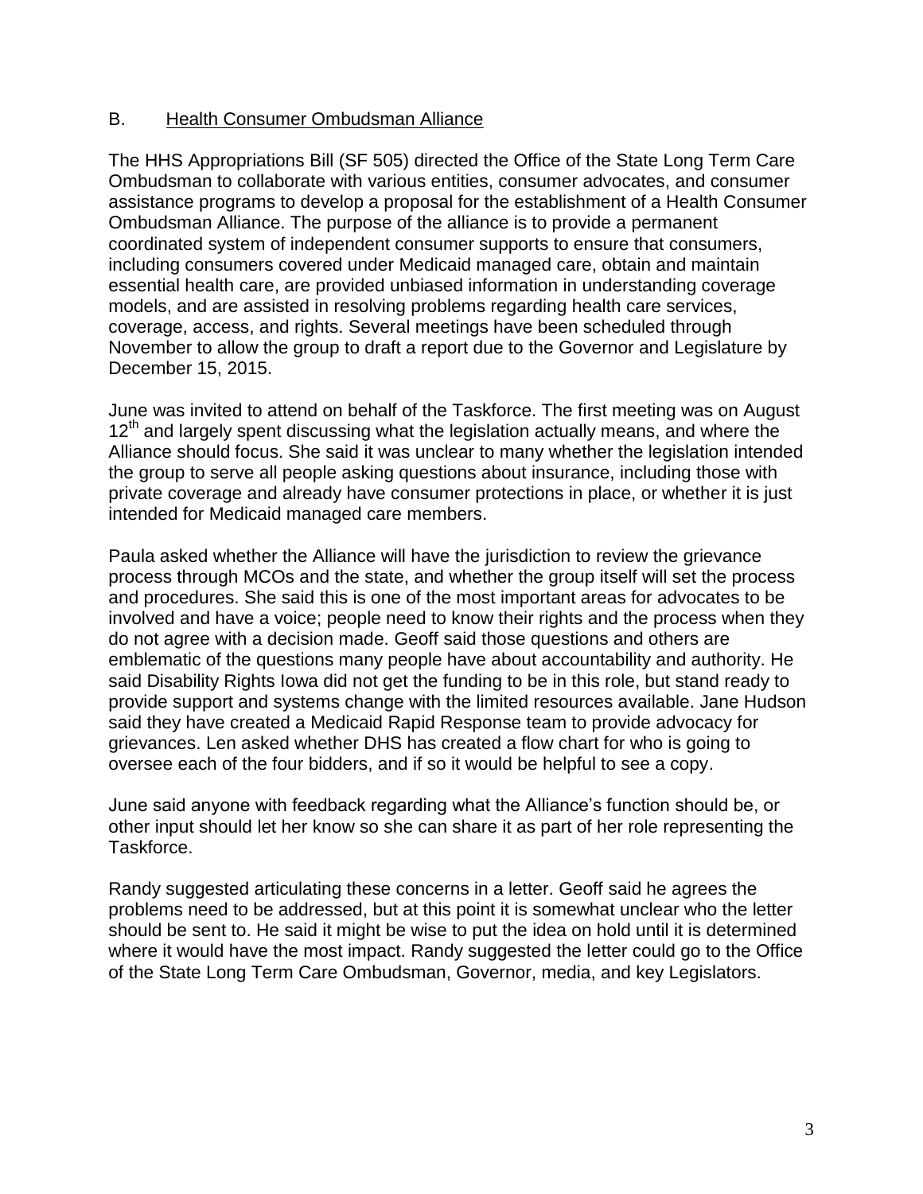### B. Health Consumer Ombudsman Alliance

The HHS Appropriations Bill (SF 505) directed the Office of the State Long Term Care Ombudsman to collaborate with various entities, consumer advocates, and consumer assistance programs to develop a proposal for the establishment of a Health Consumer Ombudsman Alliance. The purpose of the alliance is to provide a permanent coordinated system of independent consumer supports to ensure that consumers, including consumers covered under Medicaid managed care, obtain and maintain essential health care, are provided unbiased information in understanding coverage models, and are assisted in resolving problems regarding health care services, coverage, access, and rights. Several meetings have been scheduled through November to allow the group to draft a report due to the Governor and Legislature by December 15, 2015.

June was invited to attend on behalf of the Taskforce. The first meeting was on August 12th and largely spent discussing what the legislation actually means, and where the Alliance should focus. She said it was unclear to many whether the legislation intended the group to serve all people asking questions about insurance, including those with private coverage and already have consumer protections in place, or whether it is just intended for Medicaid managed care members.

Paula asked whether the Alliance will have the jurisdiction to review the grievance process through MCOs and the state, and whether the group itself will set the process and procedures. She said this is one of the most important areas for advocates to be involved and have a voice; people need to know their rights and the process when they do not agree with a decision made. Geoff said those questions and others are emblematic of the questions many people have about accountability and authority. He said Disability Rights Iowa did not get the funding to be in this role, but stand ready to provide support and systems change with the limited resources available. Jane Hudson said they have created a Medicaid Rapid Response team to provide advocacy for grievances. Len asked whether DHS has created a flow chart for who is going to oversee each of the four bidders, and if so it would be helpful to see a copy.

June said anyone with feedback regarding what the Alliance's function should be, or other input should let her know so she can share it as part of her role representing the Taskforce.

Randy suggested articulating these concerns in a letter. Geoff said he agrees the problems need to be addressed, but at this point it is somewhat unclear who the letter should be sent to. He said it might be wise to put the idea on hold until it is determined where it would have the most impact. Randy suggested the letter could go to the Office of the State Long Term Care Ombudsman, Governor, media, and key Legislators.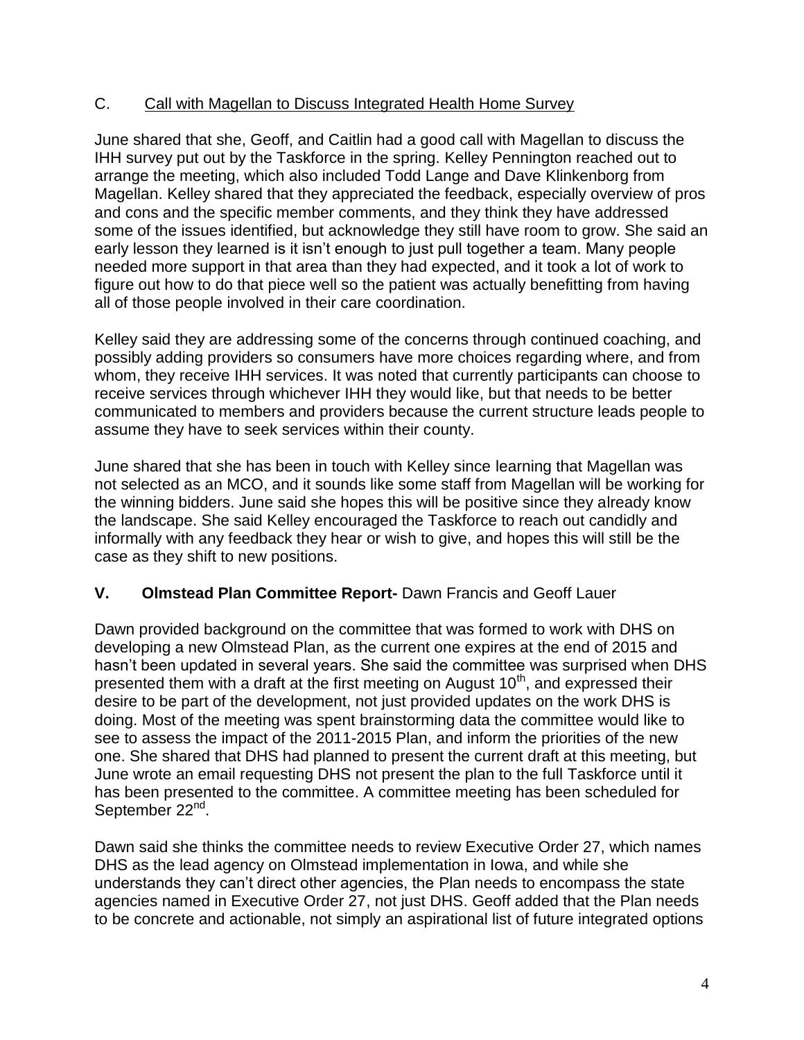C. Call with Magellan to Discuss Integrated Health Home Survey

June shared that she, Geoff, and Caitlin had a good call with Magellan to discuss the IHH survey put out by the Taskforce in the spring. Kelley Pennington reached out to arrange the meeting, which also included Todd Lange and Dave Klinkenborg from Magellan. Kelley shared that they appreciated the feedback, especially overview of pros and cons and the specific member comments, and they think they have addressed some of the issues identified, but acknowledge they still have room to grow. She said an early lesson they learned is it isn't enough to just pull together a team. Many people needed more support in that area than they had expected, and it took a lot of work to figure out how to do that piece well so the patient was actually benefitting from having all of those people involved in their care coordination.

Kelley said they are addressing some of the concerns through continued coaching, and possibly adding providers so consumers have more choices regarding where, and from whom, they receive IHH services. It was noted that currently participants can choose to receive services through whichever IHH they would like, but that needs to be better communicated to members and providers because the current structure leads people to assume they have to seek services within their county.

June shared that she has been in touch with Kelley since learning that Magellan was not selected as an MCO, and it sounds like some staff from Magellan will be working for the winning bidders. June said she hopes this will be positive since they already know the landscape. She said Kelley encouraged the Taskforce to reach out candidly and informally with any feedback they hear or wish to give, and hopes this will still be the case as they shift to new positions.

## V. Olmstead Plan Committee Report- Dawn Francis and Geoff Lauer

Dawn provided background on the committee that was formed to work with DHS on developing a new Olmstead Plan, as the current one expires at the end of 2015 and hasn't been updated in several years. She said the committee was surprised when DHS presented them with a draft at the first meeting on August 10th, and expressed their desire to be part of the development, not just provided updates on the work DHS is doing. Most of the meeting was spent brainstorming data the committee would like to see to assess the impact of the 2011-2015 Plan, and inform the priorities of the new one. She shared that DHS had planned to present the current draft at this meeting, but June wrote an email requesting DHS not present the plan to the full Taskforce until it has been presented to the committee. A committee meeting has been scheduled for September 22nd.

Dawn said she thinks the committee needs to review Executive Order 27, which names DHS as the lead agency on Olmstead implementation in Iowa, and while she understands they can't direct other agencies, the Plan needs to encompass the state agencies named in Executive Order 27, not just DHS. Geoff added that the Plan needs to be concrete and actionable, not simply an aspirational list of future integrated options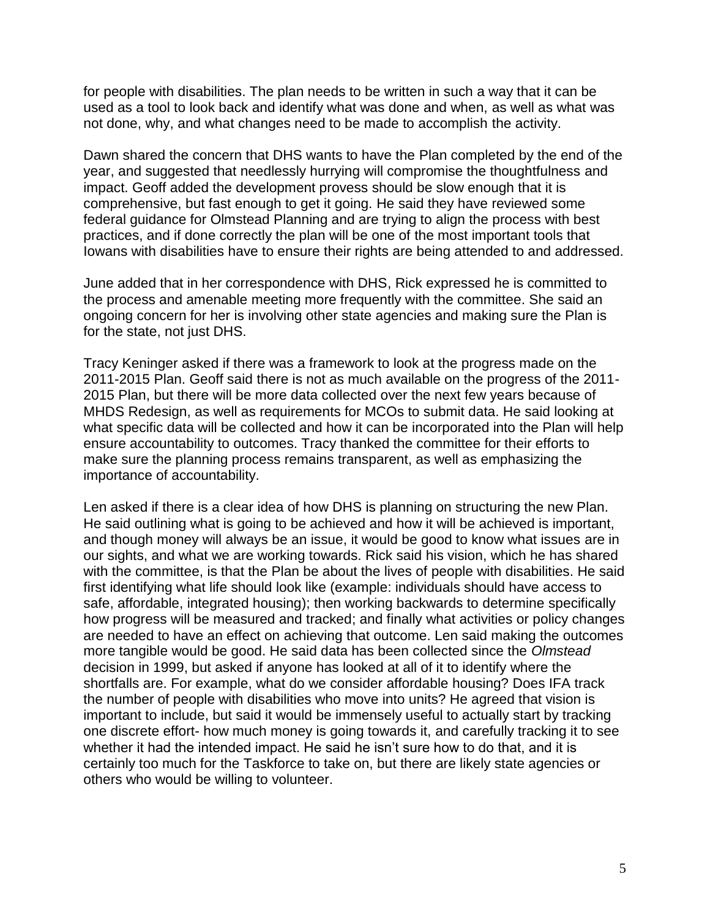for people with disabilities. The plan needs to be written in such a way that it can be used as a tool to look back and identify what was done and when, as well as what was not done, why, and what changes need to be made to accomplish the activity.

Dawn shared the concern that DHS wants to have the Plan completed by the end of the year, and suggested that needlessly hurrying will compromise the thoughtfulness and impact. Geoff added the development provess should be slow enough that it is comprehensive, but fast enough to get it going. He said they have reviewed some federal guidance for Olmstead Planning and are trying to align the process with best practices, and if done correctly the plan will be one of the most important tools that Iowans with disabilities have to ensure their rights are being attended to and addressed.

June added that in her correspondence with DHS, Rick expressed he is committed to the process and amenable meeting more frequently with the committee. She said an ongoing concern for her is involving other state agencies and making sure the Plan is for the state, not just DHS.

Tracy Keninger asked if there was a framework to look at the progress made on the 2011-2015 Plan. Geoff said there is not as much available on the progress of the 2011-2015 Plan, but there will be more data collected over the next few years because of MHDS Redesign, as well as requirements for MCOs to submit data. He said looking at what specific data will be collected and how it can be incorporated into the Plan will help ensure accountability to outcomes. Tracy thanked the committee for their efforts to make sure the planning process remains transparent, as well as emphasizing the importance of accountability.

Len asked if there is a clear idea of how DHS is planning on structuring the new Plan. He said outlining what is going to be achieved and how it will be achieved is important, and though money will always be an issue, it would be good to know what issues are in our sights, and what we are working towards. Rick said his vision, which he has shared with the committee, is that the Plan be about the lives of people with disabilities. He said first identifying what life should look like (example: individuals should have access to safe, affordable, integrated housing); then working backwards to determine specifically how progress will be measured and tracked; and finally what activities or policy changes are needed to have an effect on achieving that outcome. Len said making the outcomes more tangible would be good. He said data has been collected since the *Olmstead* decision in 1999, but asked if anyone has looked at all of it to identify where the shortfalls are. For example, what do we consider affordable housing? Does IFA track the number of people with disabilities who move into units? He agreed that vision is important to include, but said it would be immensely useful to actually start by tracking one discrete effort- how much money is going towards it, and carefully tracking it to see whether it had the intended impact. He said he isn't sure how to do that, and it is certainly too much for the Taskforce to take on, but there are likely state agencies or others who would be willing to volunteer.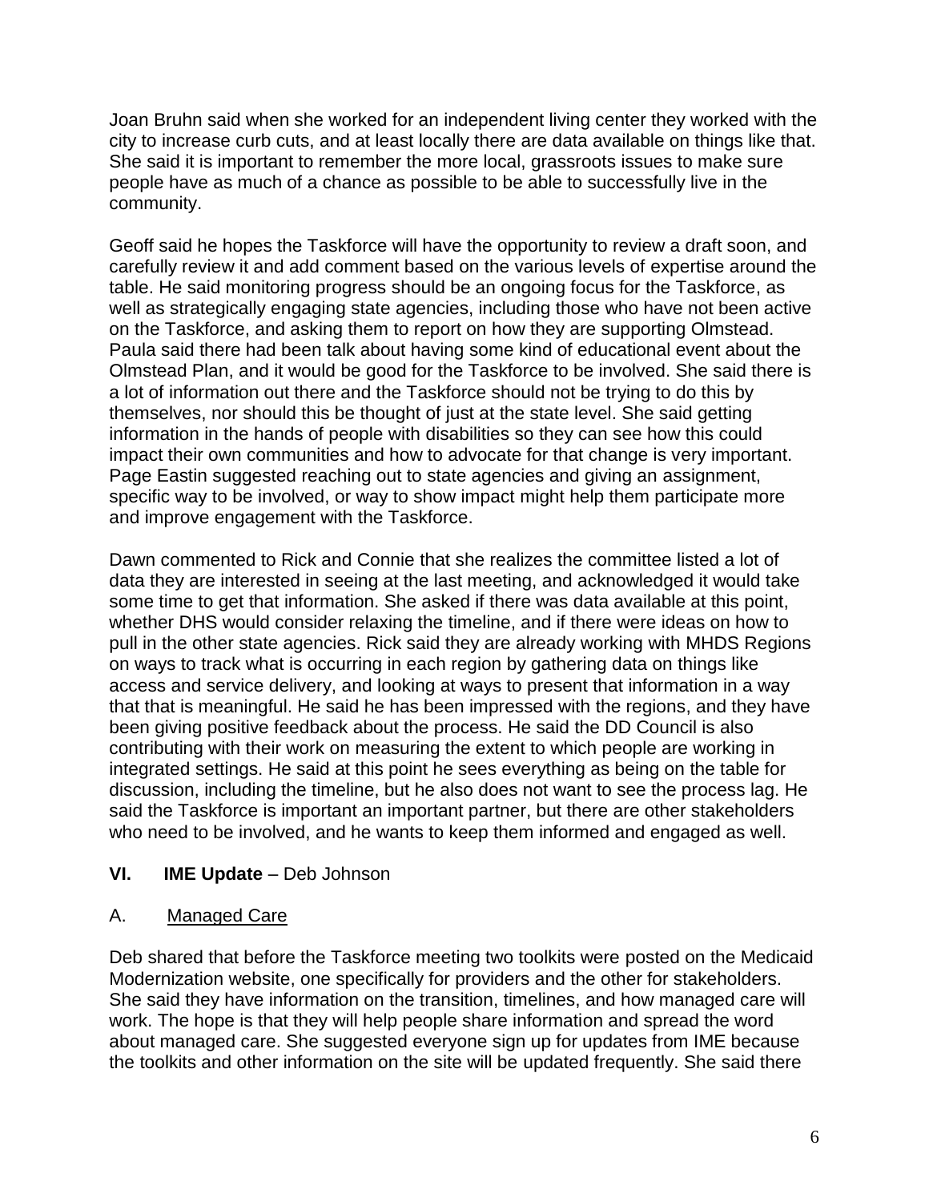Joan Bruhn said when she worked for an independent living center they worked with the city to increase curb cuts, and at least locally there are data available on things like that. She said it is important to remember the more local, grassroots issues to make sure people have as much of a chance as possible to be able to successfully live in the community.

Geoff said he hopes the Taskforce will have the opportunity to review a draft soon, and carefully review it and add comment based on the various levels of expertise around the table. He said monitoring progress should be an ongoing focus for the Taskforce, as well as strategically engaging state agencies, including those who have not been active on the Taskforce, and asking them to report on how they are supporting Olmstead. Paula said there had been talk about having some kind of educational event about the Olmstead Plan, and it would be good for the Taskforce to be involved. She said there is a lot of information out there and the Taskforce should not be trying to do this by themselves, nor should this be thought of just at the state level. She said getting information in the hands of people with disabilities so they can see how this could impact their own communities and how to advocate for that change is very important. Page Eastin suggested reaching out to state agencies and giving an assignment, specific way to be involved, or way to show impact might help them participate more and improve engagement with the Taskforce.

Dawn commented to Rick and Connie that she realizes the committee listed a lot of data they are interested in seeing at the last meeting, and acknowledged it would take some time to get that information. She asked if there was data available at this point, whether DHS would consider relaxing the timeline, and if there were ideas on how to pull in the other state agencies. Rick said they are already working with MHDS Regions on ways to track what is occurring in each region by gathering data on things like access and service delivery, and looking at ways to present that information in a way that that is meaningful. He said he has been impressed with the regions, and they have been giving positive feedback about the process. He said the DD Council is also contributing with their work on measuring the extent to which people are working in integrated settings. He said at this point he sees everything as being on the table for discussion, including the timeline, but he also does not want to see the process lag. He said the Taskforce is important an important partner, but there are other stakeholders who need to be involved, and he wants to keep them informed and engaged as well.

## VI. IME Update – Deb Johnson

### A. Managed Care

Deb shared that before the Taskforce meeting two toolkits were posted on the Medicaid Modernization website, one specifically for providers and the other for stakeholders. She said they have information on the transition, timelines, and how managed care will work. The hope is that they will help people share information and spread the word about managed care. She suggested everyone sign up for updates from IME because the toolkits and other information on the site will be updated frequently. She said there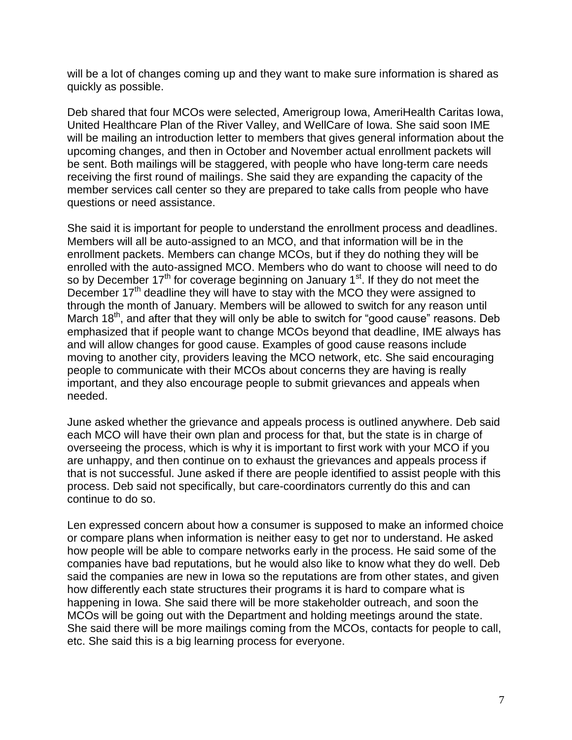will be a lot of changes coming up and they want to make sure information is shared as quickly as possible.

Deb shared that four MCOs were selected, Amerigroup Iowa, AmeriHealth Caritas Iowa, United Healthcare Plan of the River Valley, and WellCare of Iowa. She said soon IME will be mailing an introduction letter to members that gives general information about the upcoming changes, and then in October and November actual enrollment packets will be sent. Both mailings will be staggered, with people who have long-term care needs receiving the first round of mailings. She said they are expanding the capacity of the member services call center so they are prepared to take calls from people who have questions or need assistance.

She said it is important for people to understand the enrollment process and deadlines. Members will all be auto-assigned to an MCO, and that information will be in the enrollment packets. Members can change MCOs, but if they do nothing they will be enrolled with the auto-assigned MCO. Members who do want to choose will need to do so by December 17th for coverage beginning on January 1st. If they do not meet the December 17th deadline they will have to stay with the MCO they were assigned to through the month of January. Members will be allowed to switch for any reason until March 18th, and after that they will only be able to switch for "good cause" reasons. Deb emphasized that if people want to change MCOs beyond that deadline, IME always has and will allow changes for good cause. Examples of good cause reasons include moving to another city, providers leaving the MCO network, etc. She said encouraging people to communicate with their MCOs about concerns they are having is really important, and they also encourage people to submit grievances and appeals when needed.

June asked whether the grievance and appeals process is outlined anywhere. Deb said each MCO will have their own plan and process for that, but the state is in charge of overseeing the process, which is why it is important to first work with your MCO if you are unhappy, and then continue on to exhaust the grievances and appeals process if that is not successful. June asked if there are people identified to assist people with this process. Deb said not specifically, but care-coordinators currently do this and can continue to do so.

Len expressed concern about how a consumer is supposed to make an informed choice or compare plans when information is neither easy to get nor to understand. He asked how people will be able to compare networks early in the process. He said some of the companies have bad reputations, but he would also like to know what they do well. Deb said the companies are new in Iowa so the reputations are from other states, and given how differently each state structures their programs it is hard to compare what is happening in Iowa. She said there will be more stakeholder outreach, and soon the MCOs will be going out with the Department and holding meetings around the state. She said there will be more mailings coming from the MCOs, contacts for people to call, etc. She said this is a big learning process for everyone.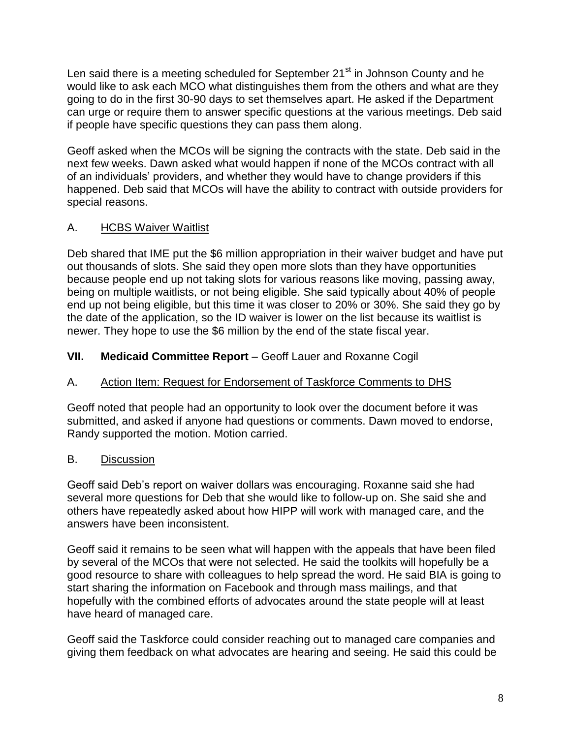Len said there is a meeting scheduled for September 21st in Johnson County and he would like to ask each MCO what distinguishes them from the others and what are they going to do in the first 30-90 days to set themselves apart. He asked if the Department can urge or require them to answer specific questions at the various meetings. Deb said if people have specific questions they can pass them along.

Geoff asked when the MCOs will be signing the contracts with the state. Deb said in the next few weeks. Dawn asked what would happen if none of the MCOs contract with all of an individuals' providers, and whether they would have to change providers if this happened. Deb said that MCOs will have the ability to contract with outside providers for special reasons.

### A. HCBS Waiver Waitlist

Deb shared that IME put the $6 million appropriation in their waiver budget and have put out thousands of slots. She said they open more slots than they have opportunities because people end up not taking slots for various reasons like moving, passing away, being on multiple waitlists, or not being eligible. She said typically about 40% of people end up not being eligible, but this time it was closer to 20% or 30%. She said they go by the date of the application, so the ID waiver is lower on the list because its waitlist is newer. They hope to use the $6 million by the end of the state fiscal year.

## VII. Medicaid Committee Report – Geoff Lauer and Roxanne Cogil

### A. Action Item: Request for Endorsement of Taskforce Comments to DHS

Geoff noted that people had an opportunity to look over the document before it was submitted, and asked if anyone had questions or comments. Dawn moved to endorse, Randy supported the motion. Motion carried.

### B. Discussion

Geoff said Deb's report on waiver dollars was encouraging. Roxanne said she had several more questions for Deb that she would like to follow-up on. She said she and others have repeatedly asked about how HIPP will work with managed care, and the answers have been inconsistent.

Geoff said it remains to be seen what will happen with the appeals that have been filed by several of the MCOs that were not selected. He said the toolkits will hopefully be a good resource to share with colleagues to help spread the word. He said BIA is going to start sharing the information on Facebook and through mass mailings, and that hopefully with the combined efforts of advocates around the state people will at least have heard of managed care.

Geoff said the Taskforce could consider reaching out to managed care companies and giving them feedback on what advocates are hearing and seeing. He said this could be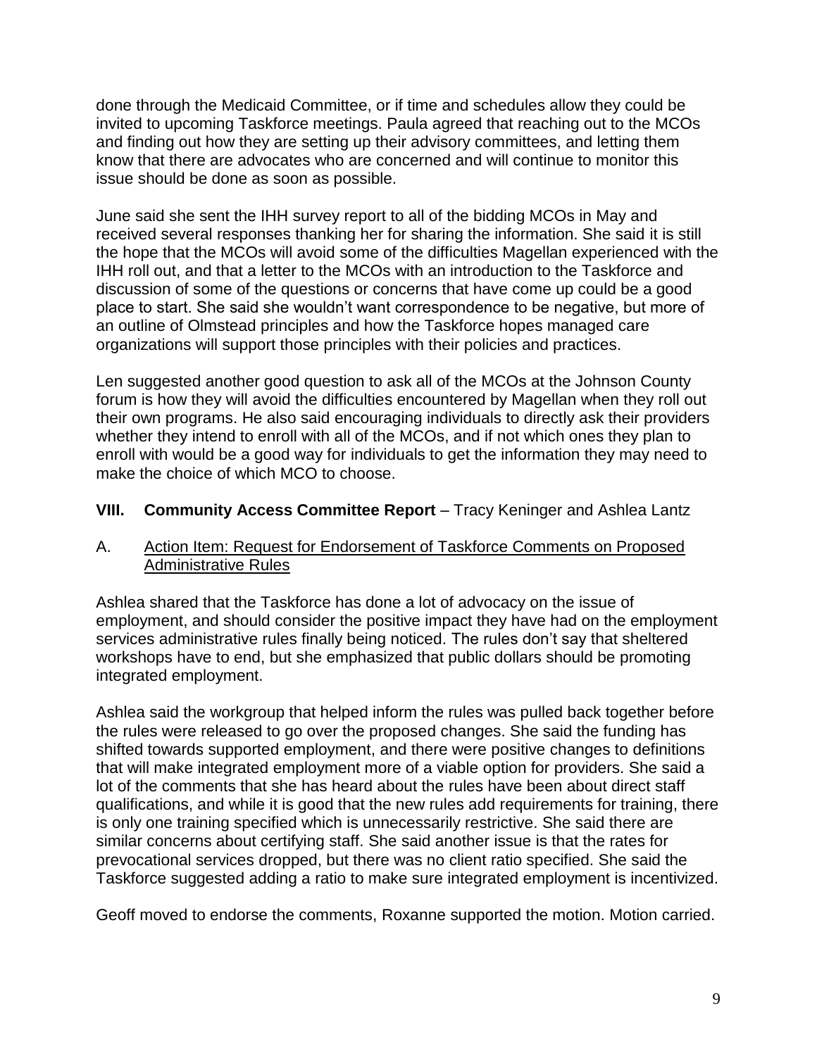done through the Medicaid Committee, or if time and schedules allow they could be invited to upcoming Taskforce meetings. Paula agreed that reaching out to the MCOs and finding out how they are setting up their advisory committees, and letting them know that there are advocates who are concerned and will continue to monitor this issue should be done as soon as possible.

June said she sent the IHH survey report to all of the bidding MCOs in May and received several responses thanking her for sharing the information. She said it is still the hope that the MCOs will avoid some of the difficulties Magellan experienced with the IHH roll out, and that a letter to the MCOs with an introduction to the Taskforce and discussion of some of the questions or concerns that have come up could be a good place to start. She said she wouldn't want correspondence to be negative, but more of an outline of Olmstead principles and how the Taskforce hopes managed care organizations will support those principles with their policies and practices.

Len suggested another good question to ask all of the MCOs at the Johnson County forum is how they will avoid the difficulties encountered by Magellan when they roll out their own programs. He also said encouraging individuals to directly ask their providers whether they intend to enroll with all of the MCOs, and if not which ones they plan to enroll with would be a good way for individuals to get the information they may need to make the choice of which MCO to choose.

## VIII. Community Access Committee Report – Tracy Keninger and Ashlea Lantz

A. Action Item: Request for Endorsement of Taskforce Comments on Proposed Administrative Rules

Ashlea shared that the Taskforce has done a lot of advocacy on the issue of employment, and should consider the positive impact they have had on the employment services administrative rules finally being noticed. The rules don't say that sheltered workshops have to end, but she emphasized that public dollars should be promoting integrated employment.

Ashlea said the workgroup that helped inform the rules was pulled back together before the rules were released to go over the proposed changes. She said the funding has shifted towards supported employment, and there were positive changes to definitions that will make integrated employment more of a viable option for providers. She said a lot of the comments that she has heard about the rules have been about direct staff qualifications, and while it is good that the new rules add requirements for training, there is only one training specified which is unnecessarily restrictive. She said there are similar concerns about certifying staff. She said another issue is that the rates for prevocational services dropped, but there was no client ratio specified. She said the Taskforce suggested adding a ratio to make sure integrated employment is incentivized.

Geoff moved to endorse the comments, Roxanne supported the motion. Motion carried.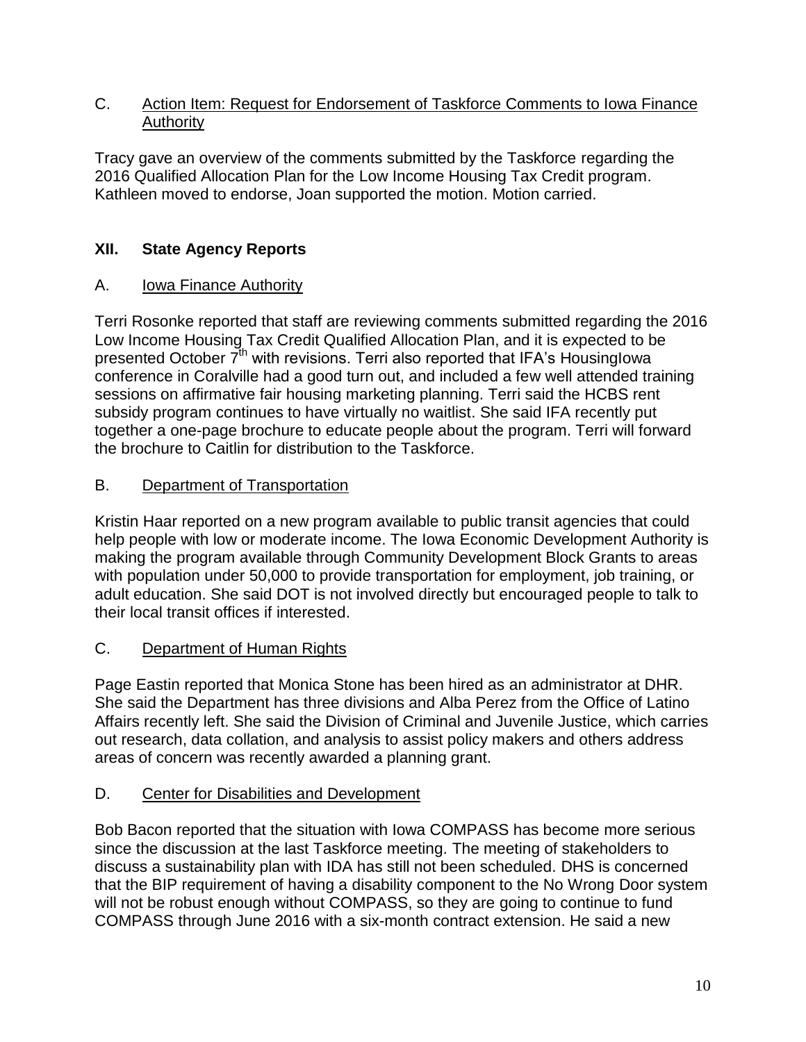C. Action Item: Request for Endorsement of Taskforce Comments to Iowa Finance Authority

Tracy gave an overview of the comments submitted by the Taskforce regarding the 2016 Qualified Allocation Plan for the Low Income Housing Tax Credit program. Kathleen moved to endorse, Joan supported the motion. Motion carried.

## XII. State Agency Reports

A. Iowa Finance Authority

Terri Rosonke reported that staff are reviewing comments submitted regarding the 2016 Low Income Housing Tax Credit Qualified Allocation Plan, and it is expected to be presented October 7th with revisions. Terri also reported that IFA's HousingIowa conference in Coralville had a good turn out, and included a few well attended training sessions on affirmative fair housing marketing planning. Terri said the HCBS rent subsidy program continues to have virtually no waitlist. She said IFA recently put together a one-page brochure to educate people about the program. Terri will forward the brochure to Caitlin for distribution to the Taskforce.

B. Department of Transportation

Kristin Haar reported on a new program available to public transit agencies that could help people with low or moderate income. The Iowa Economic Development Authority is making the program available through Community Development Block Grants to areas with population under 50,000 to provide transportation for employment, job training, or adult education. She said DOT is not involved directly but encouraged people to talk to their local transit offices if interested.

C. Department of Human Rights

Page Eastin reported that Monica Stone has been hired as an administrator at DHR. She said the Department has three divisions and Alba Perez from the Office of Latino Affairs recently left. She said the Division of Criminal and Juvenile Justice, which carries out research, data collation, and analysis to assist policy makers and others address areas of concern was recently awarded a planning grant.

D. Center for Disabilities and Development

Bob Bacon reported that the situation with Iowa COMPASS has become more serious since the discussion at the last Taskforce meeting. The meeting of stakeholders to discuss a sustainability plan with IDA has still not been scheduled. DHS is concerned that the BIP requirement of having a disability component to the No Wrong Door system will not be robust enough without COMPASS, so they are going to continue to fund COMPASS through June 2016 with a six-month contract extension. He said a new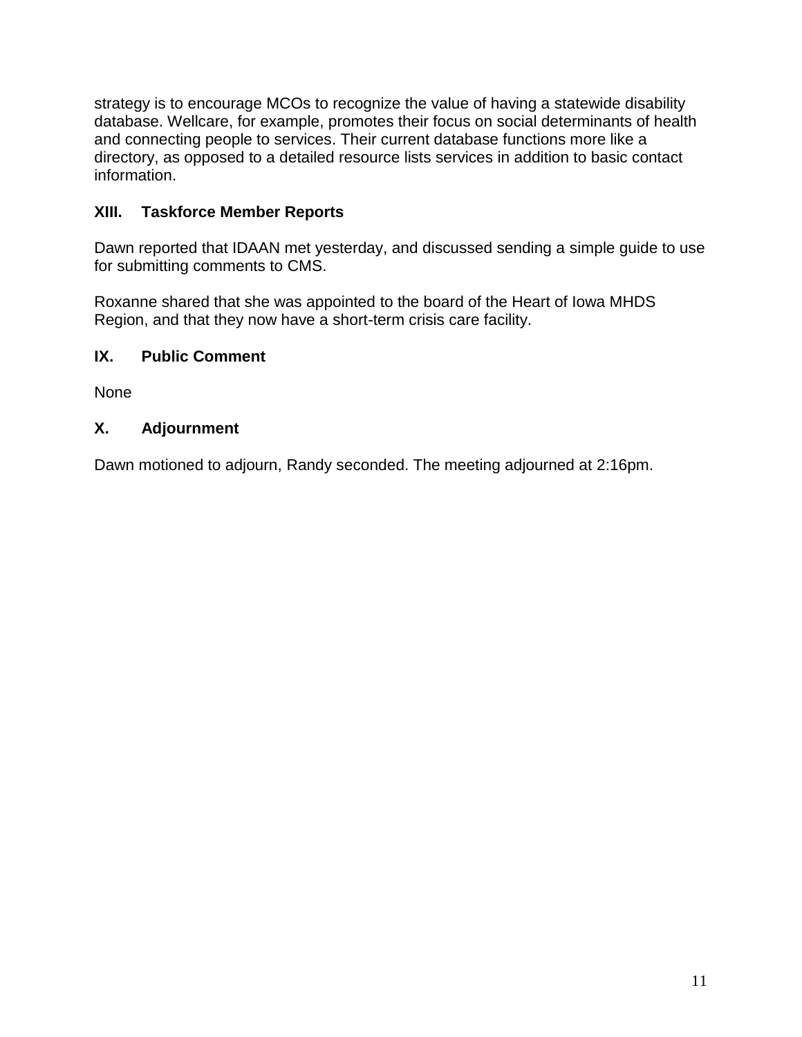strategy is to encourage MCOs to recognize the value of having a statewide disability database. Wellcare, for example, promotes their focus on social determinants of health and connecting people to services. Their current database functions more like a directory, as opposed to a detailed resource lists services in addition to basic contact information.

## XIII. Taskforce Member Reports

Dawn reported that IDAAN met yesterday, and discussed sending a simple guide to use for submitting comments to CMS.

Roxanne shared that she was appointed to the board of the Heart of Iowa MHDS Region, and that they now have a short-term crisis care facility.

## IX. Public Comment

None

## X. Adjournment

Dawn motioned to adjourn, Randy seconded. The meeting adjourned at 2:16pm.